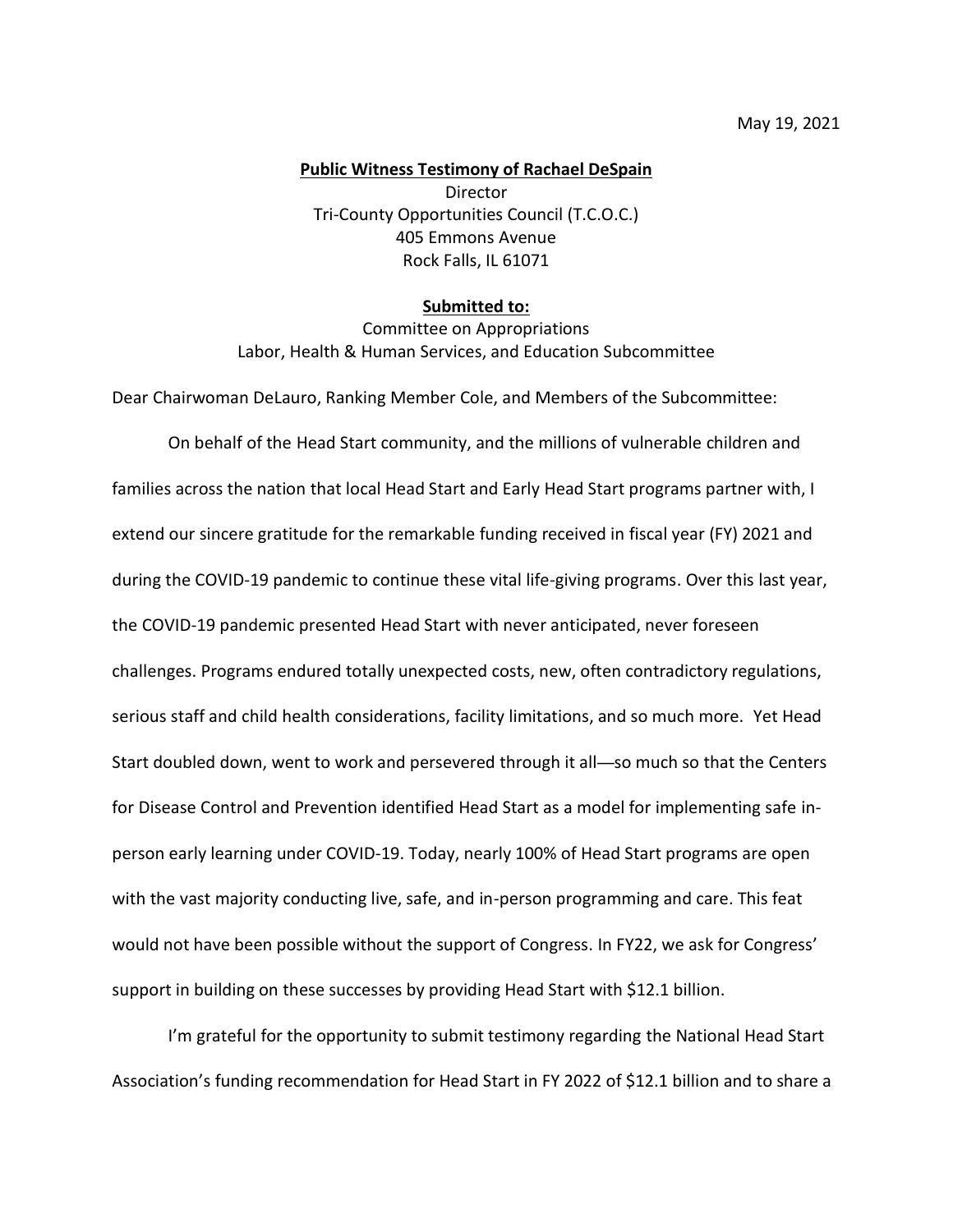May 19, 2021

**Public Witness Testimony of Rachael DeSpain**
Director
Tri-County Opportunities Council (T.C.O.C.)
405 Emmons Avenue
Rock Falls, IL 61071

**Submitted to:**
Committee on Appropriations
Labor, Health & Human Services, and Education Subcommittee

Dear Chairwoman DeLauro, Ranking Member Cole, and Members of the Subcommittee:

On behalf of the Head Start community, and the millions of vulnerable children and families across the nation that local Head Start and Early Head Start programs partner with, I extend our sincere gratitude for the remarkable funding received in fiscal year (FY) 2021 and during the COVID-19 pandemic to continue these vital life-giving programs. Over this last year, the COVID-19 pandemic presented Head Start with never anticipated, never foreseen challenges. Programs endured totally unexpected costs, new, often contradictory regulations, serious staff and child health considerations, facility limitations, and so much more. Yet Head Start doubled down, went to work and persevered through it all—so much so that the Centers for Disease Control and Prevention identified Head Start as a model for implementing safe in-person early learning under COVID-19. Today, nearly 100% of Head Start programs are open with the vast majority conducting live, safe, and in-person programming and care. This feat would not have been possible without the support of Congress. In FY22, we ask for Congress' support in building on these successes by providing Head Start with $12.1 billion.

I'm grateful for the opportunity to submit testimony regarding the National Head Start Association's funding recommendation for Head Start in FY 2022 of $12.1 billion and to share a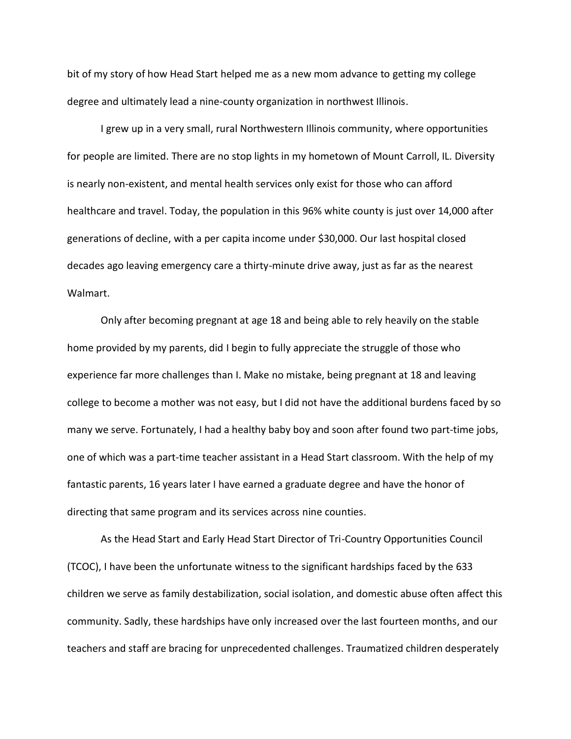bit of my story of how Head Start helped me as a new mom advance to getting my college degree and ultimately lead a nine-county organization in northwest Illinois.

I grew up in a very small, rural Northwestern Illinois community, where opportunities for people are limited. There are no stop lights in my hometown of Mount Carroll, IL. Diversity is nearly non-existent, and mental health services only exist for those who can afford healthcare and travel. Today, the population in this 96% white county is just over 14,000 after generations of decline, with a per capita income under $30,000. Our last hospital closed decades ago leaving emergency care a thirty-minute drive away, just as far as the nearest Walmart.

Only after becoming pregnant at age 18 and being able to rely heavily on the stable home provided by my parents, did I begin to fully appreciate the struggle of those who experience far more challenges than I. Make no mistake, being pregnant at 18 and leaving college to become a mother was not easy, but I did not have the additional burdens faced by so many we serve. Fortunately, I had a healthy baby boy and soon after found two part-time jobs, one of which was a part-time teacher assistant in a Head Start classroom. With the help of my fantastic parents, 16 years later I have earned a graduate degree and have the honor of directing that same program and its services across nine counties.

As the Head Start and Early Head Start Director of Tri-Country Opportunities Council (TCOC), I have been the unfortunate witness to the significant hardships faced by the 633 children we serve as family destabilization, social isolation, and domestic abuse often affect this community. Sadly, these hardships have only increased over the last fourteen months, and our teachers and staff are bracing for unprecedented challenges. Traumatized children desperately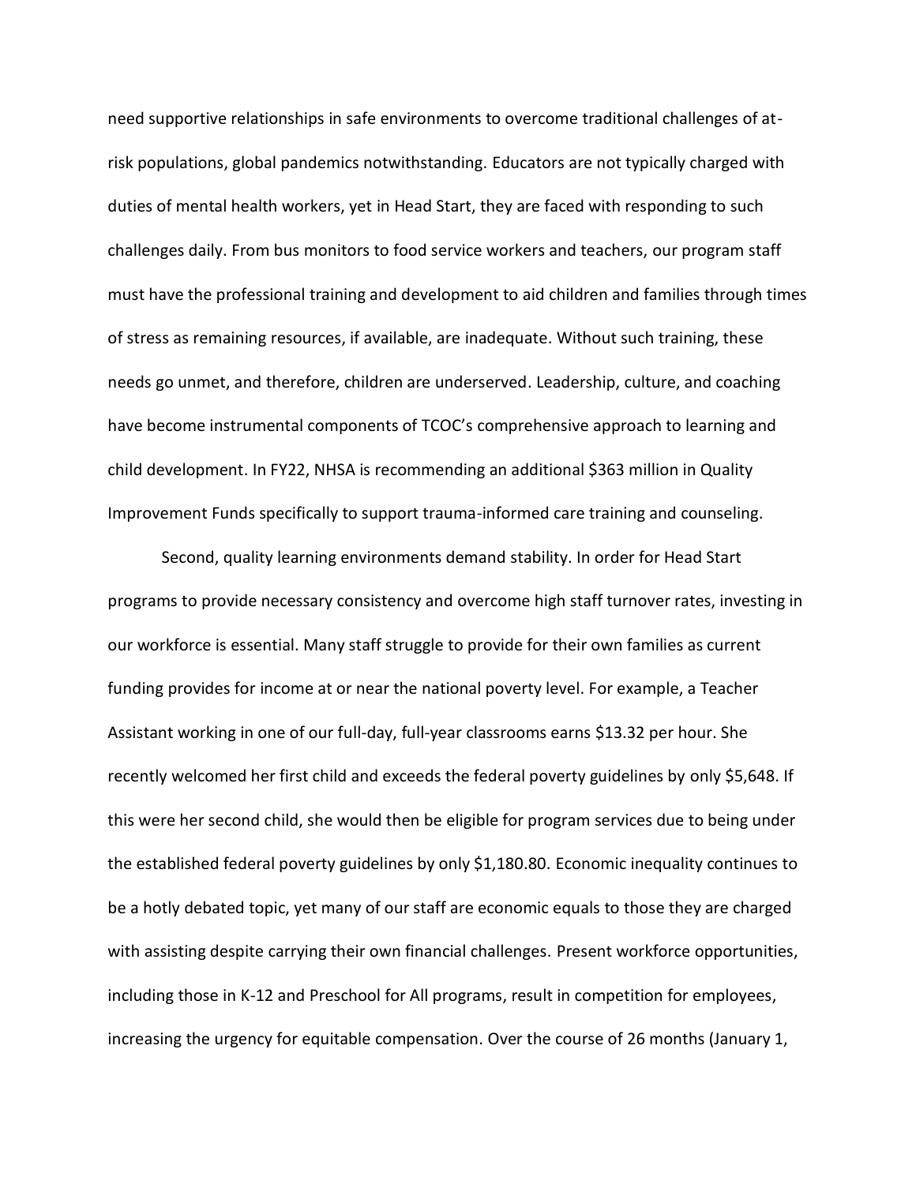need supportive relationships in safe environments to overcome traditional challenges of at-risk populations, global pandemics notwithstanding. Educators are not typically charged with duties of mental health workers, yet in Head Start, they are faced with responding to such challenges daily. From bus monitors to food service workers and teachers, our program staff must have the professional training and development to aid children and families through times of stress as remaining resources, if available, are inadequate. Without such training, these needs go unmet, and therefore, children are underserved. Leadership, culture, and coaching have become instrumental components of TCOC's comprehensive approach to learning and child development. In FY22, NHSA is recommending an additional $363 million in Quality Improvement Funds specifically to support trauma-informed care training and counseling.

Second, quality learning environments demand stability. In order for Head Start programs to provide necessary consistency and overcome high staff turnover rates, investing in our workforce is essential. Many staff struggle to provide for their own families as current funding provides for income at or near the national poverty level. For example, a Teacher Assistant working in one of our full-day, full-year classrooms earns $13.32 per hour. She recently welcomed her first child and exceeds the federal poverty guidelines by only $5,648. If this were her second child, she would then be eligible for program services due to being under the established federal poverty guidelines by only $1,180.80. Economic inequality continues to be a hotly debated topic, yet many of our staff are economic equals to those they are charged with assisting despite carrying their own financial challenges. Present workforce opportunities, including those in K-12 and Preschool for All programs, result in competition for employees, increasing the urgency for equitable compensation. Over the course of 26 months (January 1,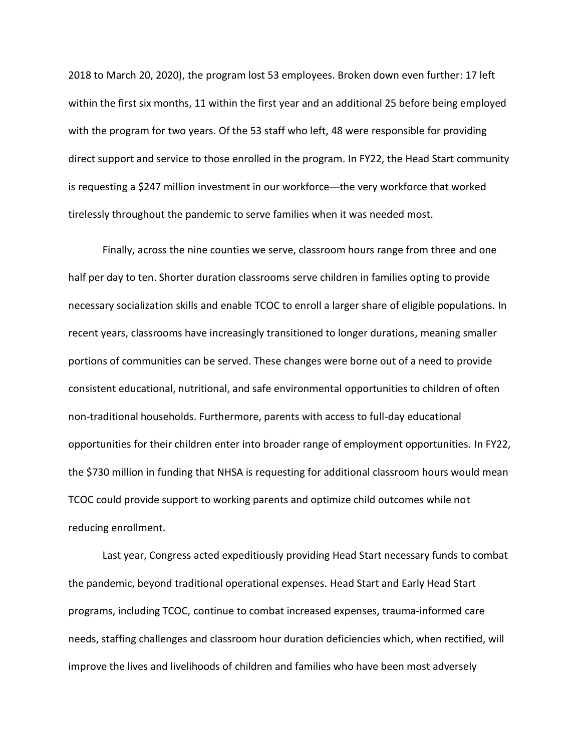2018 to March 20, 2020), the program lost 53 employees. Broken down even further: 17 left within the first six months, 11 within the first year and an additional 25 before being employed with the program for two years. Of the 53 staff who left, 48 were responsible for providing direct support and service to those enrolled in the program. In FY22, the Head Start community is requesting a $247 million investment in our workforce—the very workforce that worked tirelessly throughout the pandemic to serve families when it was needed most.

Finally, across the nine counties we serve, classroom hours range from three and one half per day to ten. Shorter duration classrooms serve children in families opting to provide necessary socialization skills and enable TCOC to enroll a larger share of eligible populations. In recent years, classrooms have increasingly transitioned to longer durations, meaning smaller portions of communities can be served. These changes were borne out of a need to provide consistent educational, nutritional, and safe environmental opportunities to children of often non-traditional households. Furthermore, parents with access to full-day educational opportunities for their children enter into broader range of employment opportunities. In FY22, the $730 million in funding that NHSA is requesting for additional classroom hours would mean TCOC could provide support to working parents and optimize child outcomes while not reducing enrollment.

Last year, Congress acted expeditiously providing Head Start necessary funds to combat the pandemic, beyond traditional operational expenses. Head Start and Early Head Start programs, including TCOC, continue to combat increased expenses, trauma-informed care needs, staffing challenges and classroom hour duration deficiencies which, when rectified, will improve the lives and livelihoods of children and families who have been most adversely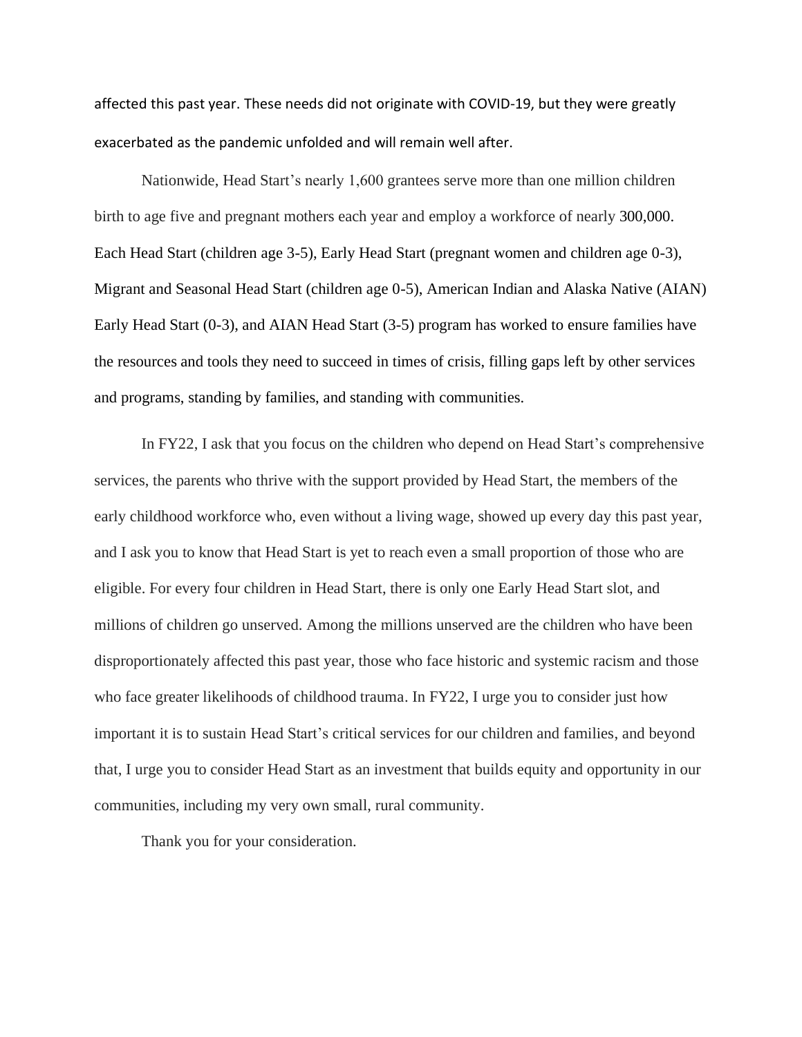affected this past year. These needs did not originate with COVID-19, but they were greatly exacerbated as the pandemic unfolded and will remain well after.

Nationwide, Head Start's nearly 1,600 grantees serve more than one million children birth to age five and pregnant mothers each year and employ a workforce of nearly 300,000. Each Head Start (children age 3-5), Early Head Start (pregnant women and children age 0-3), Migrant and Seasonal Head Start (children age 0-5), American Indian and Alaska Native (AIAN) Early Head Start (0-3), and AIAN Head Start (3-5) program has worked to ensure families have the resources and tools they need to succeed in times of crisis, filling gaps left by other services and programs, standing by families, and standing with communities.

In FY22, I ask that you focus on the children who depend on Head Start's comprehensive services, the parents who thrive with the support provided by Head Start, the members of the early childhood workforce who, even without a living wage, showed up every day this past year, and I ask you to know that Head Start is yet to reach even a small proportion of those who are eligible. For every four children in Head Start, there is only one Early Head Start slot, and millions of children go unserved. Among the millions unserved are the children who have been disproportionately affected this past year, those who face historic and systemic racism and those who face greater likelihoods of childhood trauma. In FY22, I urge you to consider just how important it is to sustain Head Start's critical services for our children and families, and beyond that, I urge you to consider Head Start as an investment that builds equity and opportunity in our communities, including my very own small, rural community.

Thank you for your consideration.